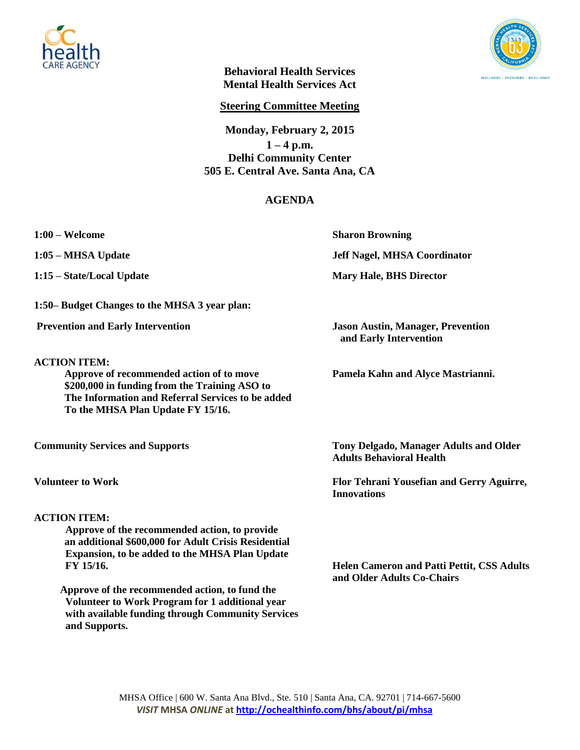**Behavioral Health Services**
**Mental Health Services Act**

**Steering Committee Meeting**

**Monday, February 2, 2015**
**1 – 4 p.m.**
**Delhi Community Center**
**505 E. Central Ave. Santa Ana, CA**

## AGENDA

| | |
|---|---|
| **1:00 – Welcome** | **Sharon Browning** |
| **1:05 – MHSA Update** | **Jeff Nagel, MHSA Coordinator** |
| **1:15 – State/Local Update** | **Mary Hale, BHS Director** |

**1:50– Budget Changes to the MHSA 3 year plan:**

**Prevention and Early Intervention** — **Jason Austin, Manager, Prevention and Early Intervention**

**ACTION ITEM:**

**Approve of recommended action of to move $200,000 in funding from the Training ASO to The Information and Referral Services to be added To the MHSA Plan Update FY 15/16.** — **Pamela Kahn and Alyce Mastrianni.**

**Community Services and Supports** — **Tony Delgado, Manager Adults and Older Adults Behavioral Health**

**Volunteer to Work** — **Flor Tehrani Yousefian and Gerry Aguirre, Innovations**

**ACTION ITEM:**

**Approve of the recommended action, to provide an additional $600,000 for Adult Crisis Residential Expansion, to be added to the MHSA Plan Update FY 15/16.** — **Helen Cameron and Patti Pettit, CSS Adults and Older Adults Co-Chairs**

**Approve of the recommended action, to fund the Volunteer to Work Program for 1 additional year with available funding through Community Services and Supports.**

MHSA Office | 600 W. Santa Ana Blvd., Ste. 510 | Santa Ana, CA. 92701 | 714-667-5600
*VISIT* **MHSA** ***ONLINE*** **at http://ochealthinfo.com/bhs/about/pi/mhsa**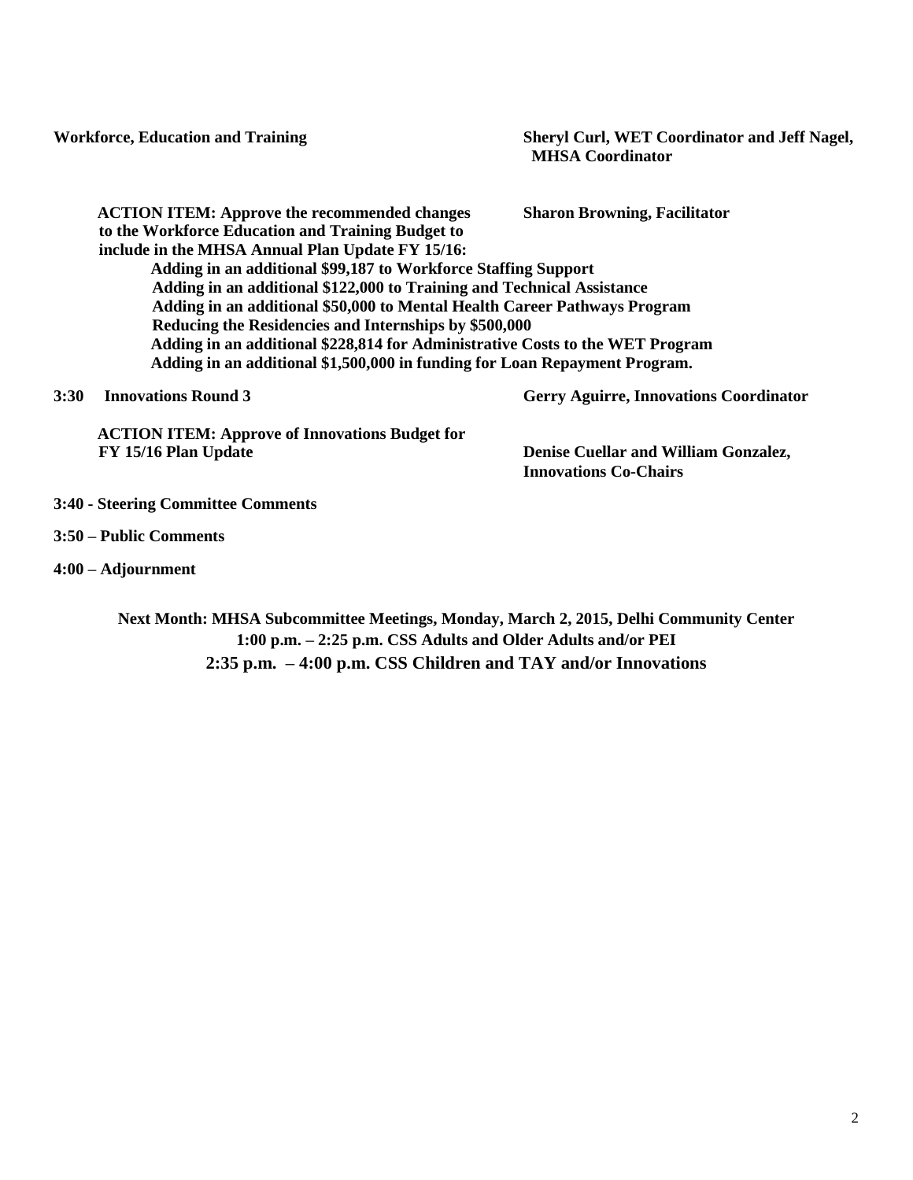**Workforce, Education and Training** **Sheryl Curl, WET Coordinator and Jeff Nagel, MHSA Coordinator**

**ACTION ITEM: Approve the recommended changes to the Workforce Education and Training Budget to include in the MHSA Annual Plan Update FY 15/16:** **Sharon Browning, Facilitator**

- **Adding in an additional $99,187 to Workforce Staffing Support**
- **Adding in an additional $122,000 to Training and Technical Assistance**
- **Adding in an additional $50,000 to Mental Health Career Pathways Program**
- **Reducing the Residencies and Internships by $500,000**
- **Adding in an additional $228,814 for Administrative Costs to the WET Program**
- **Adding in an additional $1,500,000 in funding for Loan Repayment Program.**

**3:30 Innovations Round 3** **Gerry Aguirre, Innovations Coordinator**

**ACTION ITEM: Approve of Innovations Budget for FY 15/16 Plan Update** **Denise Cuellar and William Gonzalez, Innovations Co-Chairs**

**3:40 - Steering Committee Comments**

**3:50 – Public Comments**

**4:00 – Adjournment**

**Next Month: MHSA Subcommittee Meetings, Monday, March 2, 2015, Delhi Community Center**
**1:00 p.m. – 2:25 p.m. CSS Adults and Older Adults and/or PEI**
**2:35 p.m. – 4:00 p.m. CSS Children and TAY and/or Innovations**